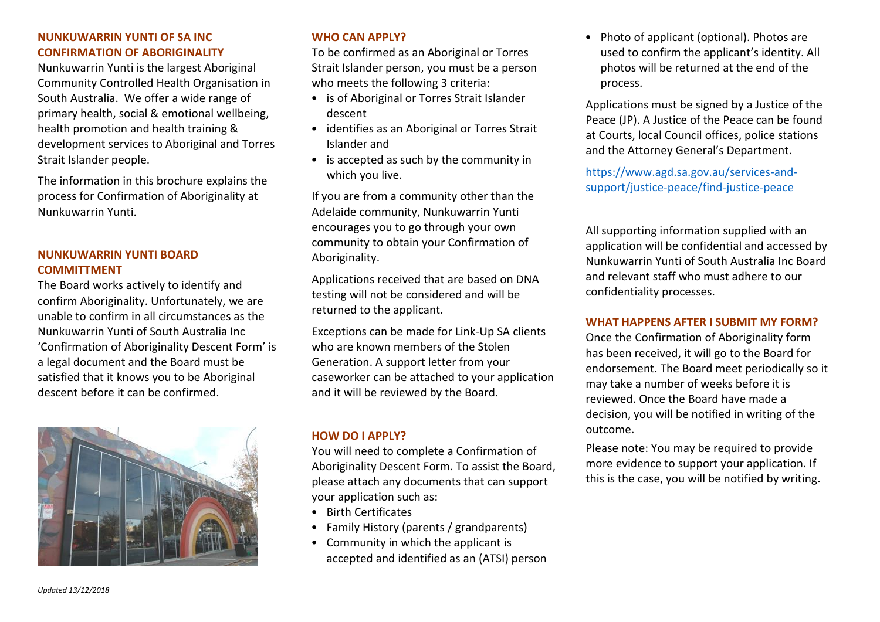## NUNKUWARRIN YUNTI OF SA INC CONFIRMATION OF ABORIGINALITY

Nunkuwarrin Yunti is the largest Aboriginal Community Controlled Health Organisation in South Australia. We offer a wide range of primary health, social & emotional wellbeing, health promotion and health training & development services to Aboriginal and Torres Strait Islander people.

The information in this brochure explains the process for Confirmation of Aboriginality at Nunkuwarrin Yunti.

## NUNKUWARRIN YUNTI BOARD COMMITTMENT

The Board works actively to identify and confirm Aboriginality. Unfortunately, we are unable to confirm in all circumstances as the Nunkuwarrin Yunti of South Australia Inc 'Confirmation of Aboriginality Descent Form' is a legal document and the Board must be satisfied that it knows you to be Aboriginal descent before it can be confirmed.

## WHO CAN APPLY?

To be confirmed as an Aboriginal or Torres Strait Islander person, you must be a person who meets the following 3 criteria:

- is of Aboriginal or Torres Strait Islander descent
- identifies as an Aboriginal or Torres Strait Islander and
- is accepted as such by the community in which you live.

If you are from a community other than the Adelaide community, Nunkuwarrin Yunti encourages you to go through your own community to obtain your Confirmation of Aboriginality.

Applications received that are based on DNA testing will not be considered and will be returned to the applicant.

Exceptions can be made for Link-Up SA clients who are known members of the Stolen Generation. A support letter from your caseworker can be attached to your application and it will be reviewed by the Board.

## HOW DO I APPLY?

You will need to complete a Confirmation of Aboriginality Descent Form. To assist the Board, please attach any documents that can support your application such as:

- Birth Certificates
- Family History (parents / grandparents)
- Community in which the applicant is accepted and identified as an (ATSI) person
- Photo of applicant (optional). Photos are used to confirm the applicant's identity. All photos will be returned at the end of the process.

Applications must be signed by a Justice of the Peace (JP). A Justice of the Peace can be found at Courts, local Council offices, police stations and the Attorney General's Department.

https://www.agd.sa.gov.au/services-and-support/justice-peace/find-justice-peace

All supporting information supplied with an application will be confidential and accessed by Nunkuwarrin Yunti of South Australia Inc Board and relevant staff who must adhere to our confidentiality processes.

## WHAT HAPPENS AFTER I SUBMIT MY FORM?

Once the Confirmation of Aboriginality form has been received, it will go to the Board for endorsement. The Board meet periodically so it may take a number of weeks before it is reviewed. Once the Board have made a decision, you will be notified in writing of the outcome.

Please note: You may be required to provide more evidence to support your application. If this is the case, you will be notified by writing.

*Updated 13/12/2018*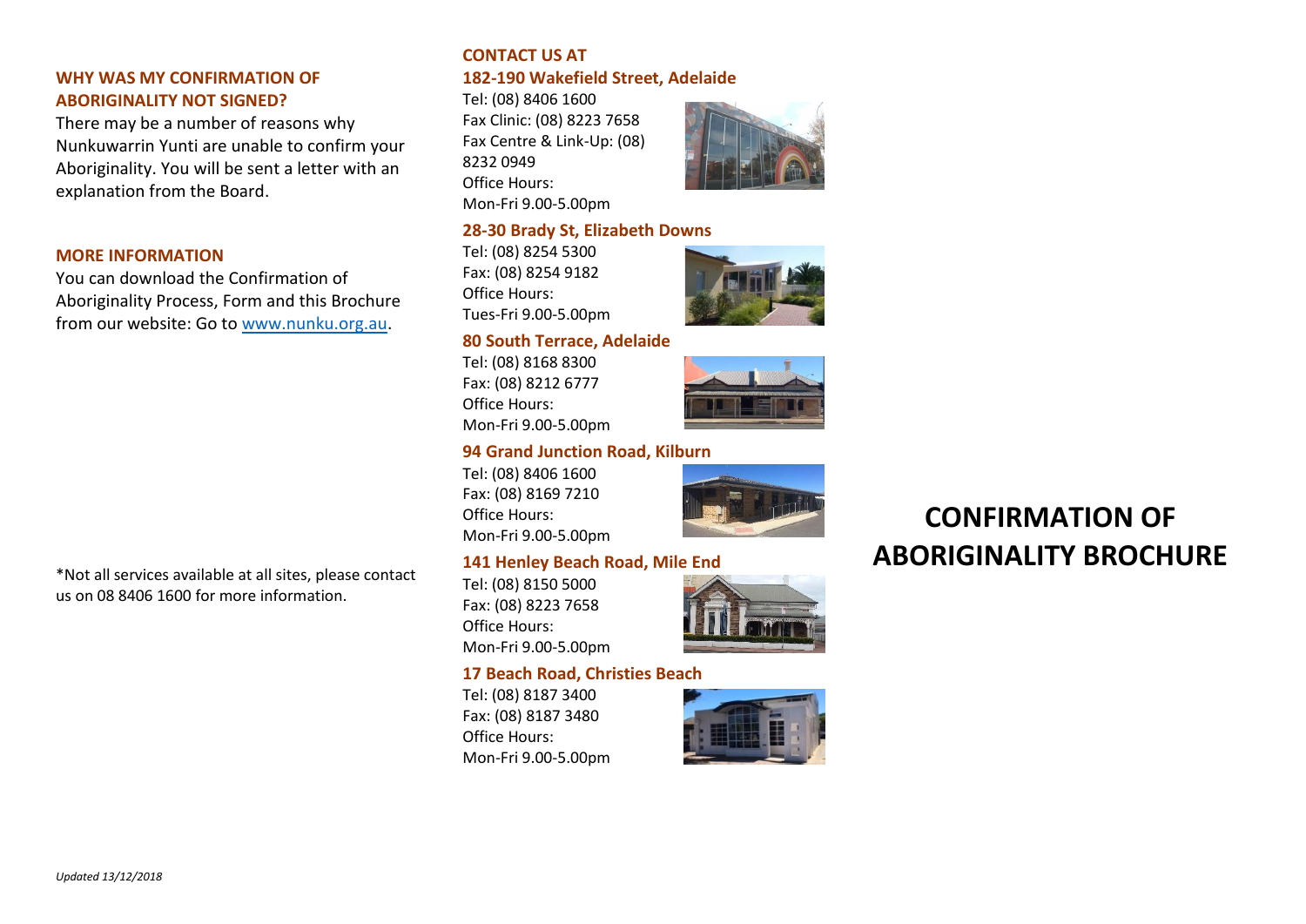### WHY WAS MY CONFIRMATION OF ABORIGINALITY NOT SIGNED?

There may be a number of reasons why Nunkuwarrin Yunti are unable to confirm your Aboriginality. You will be sent a letter with an explanation from the Board.

### MORE INFORMATION

You can download the Confirmation of Aboriginality Process, Form and this Brochure from our website: Go to [www.nunku.org.au](http://www.nunku.org.au).

*Not all services available at all sites, please contact us on 08 8406 1600 for more information.

*Updated 13/12/2018*

### CONTACT US AT

### 182-190 Wakefield Street, Adelaide

Tel: (08) 8406 1600
Fax Clinic: (08) 8223 7658
Fax Centre & Link-Up: (08) 8232 0949
Office Hours:
Mon-Fri 9.00-5.00pm

### 28-30 Brady St, Elizabeth Downs

Tel: (08) 8254 5300
Fax: (08) 8254 9182
Office Hours:
Tues-Fri 9.00-5.00pm

### 80 South Terrace, Adelaide

Tel: (08) 8168 8300
Fax: (08) 8212 6777
Office Hours:
Mon-Fri 9.00-5.00pm

### 94 Grand Junction Road, Kilburn

Tel: (08) 8406 1600
Fax: (08) 8169 7210
Office Hours:
Mon-Fri 9.00-5.00pm

### 141 Henley Beach Road, Mile End

Tel: (08) 8150 5000
Fax: (08) 8223 7658
Office Hours:
Mon-Fri 9.00-5.00pm

### 17 Beach Road, Christies Beach

Tel: (08) 8187 3400
Fax: (08) 8187 3480
Office Hours:
Mon-Fri 9.00-5.00pm

# CONFIRMATION OF ABORIGINALITY BROCHURE